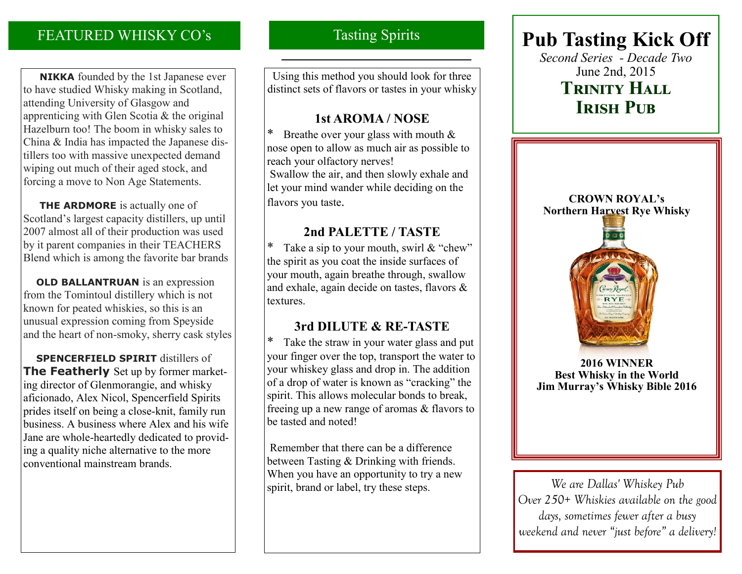## FEATURED WHISKY CO's

**NIKKA** founded by the 1st Japanese ever to have studied Whisky making in Scotland, attending University of Glasgow and apprenticing with Glen Scotia & the original Hazelburn too! The boom in whisky sales to China & India has impacted the Japanese distillers too with massive unexpected demand wiping out much of their aged stock, and forcing a move to Non Age Statements.

**THE ARDMORE** is actually one of Scotland's largest capacity distillers, up until 2007 almost all of their production was used by it parent companies in their TEACHERS Blend which is among the favorite bar brands

**OLD BALLANTRUAN** is an expression from the Tomintoul distillery which is not known for peated whiskies, so this is an unusual expression coming from Speyside and the heart of non-smoky, sherry cask styles

**SPENCERFIELD SPIRIT** distillers of **The Featherly** Set up by former marketing director of Glenmorangie, and whisky aficionado, Alex Nicol, Spencerfield Spirits prides itself on being a close-knit, family run business. A business where Alex and his wife Jane are whole-heartedly dedicated to providing a quality niche alternative to the more conventional mainstream brands.

## Tasting Spirits

Using this method you should look for three distinct sets of flavors or tastes in your whisky

### 1st AROMA / NOSE

\* Breathe over your glass with mouth & nose open to allow as much air as possible to reach your olfactory nerves!
Swallow the air, and then slowly exhale and let your mind wander while deciding on the flavors you taste.

### 2nd PALETTE / TASTE

\* Take a sip to your mouth, swirl & "chew" the spirit as you coat the inside surfaces of your mouth, again breathe through, swallow and exhale, again decide on tastes, flavors & textures.

### 3rd DILUTE & RE-TASTE

\* Take the straw in your water glass and put your finger over the top, transport the water to your whiskey glass and drop in. The addition of a drop of water is known as "cracking" the spirit. This allows molecular bonds to break, freeing up a new range of aromas & flavors to be tasted and noted!

Remember that there can be a difference between Tasting & Drinking with friends. When you have an opportunity to try a new spirit, brand or label, try these steps.

# Pub Tasting Kick Off

*Second Series - Decade Two*
June 2nd, 2015

**TRINITY HALL IRISH PUB**

**CROWN ROYAL's Northern Harvest Rye Whisky**

**2016 WINNER**
**Best Whisky in the World**
**Jim Murray's Whisky Bible 2016**

*We are Dallas' Whiskey Pub*
*Over 250+ Whiskies available on the good days, sometimes fewer after a busy weekend and never "just before" a delivery!*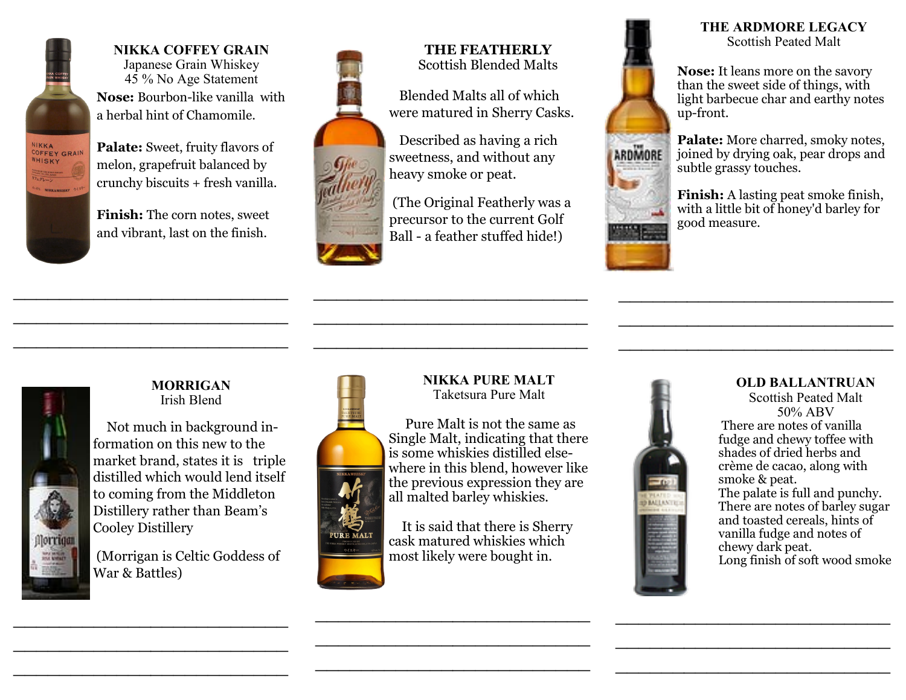## NIKKA COFFEY GRAIN

Japanese Grain Whiskey
45 % No Age Statement

**Nose:** Bourbon-like vanilla with a herbal hint of Chamomile.

**Palate:** Sweet, fruity flavors of melon, grapefruit balanced by crunchy biscuits + fresh vanilla.

**Finish:** The corn notes, sweet and vibrant, last on the finish.

\_\_\_\_\_\_\_\_\_\_\_\_\_\_\_\_\_\_\_\_\_\_\_\_\_\_\_\_\_\_\_\_\_\_\_\_
\_\_\_\_\_\_\_\_\_\_\_\_\_\_\_\_\_\_\_\_\_\_\_\_\_\_\_\_\_\_\_\_\_\_\_\_
\_\_\_\_\_\_\_\_\_\_\_\_\_\_\_\_\_\_\_\_\_\_\_\_\_\_\_\_\_\_\_\_\_\_\_\_

## THE FEATHERLY

Scottish Blended Malts

Blended Malts all of which were matured in Sherry Casks.

Described as having a rich sweetness, and without any heavy smoke or peat.

(The Original Featherly was a precursor to the current Golf Ball - a feather stuffed hide!)

\_\_\_\_\_\_\_\_\_\_\_\_\_\_\_\_\_\_\_\_\_\_\_\_\_\_\_\_\_\_\_\_\_\_\_\_
\_\_\_\_\_\_\_\_\_\_\_\_\_\_\_\_\_\_\_\_\_\_\_\_\_\_\_\_\_\_\_\_\_\_\_\_
\_\_\_\_\_\_\_\_\_\_\_\_\_\_\_\_\_\_\_\_\_\_\_\_\_\_\_\_\_\_\_\_\_\_\_\_

## THE ARDMORE LEGACY

Scottish Peated Malt

**Nose:** It leans more on the savory than the sweet side of things, with light barbecue char and earthy notes up-front.

**Palate:** More charred, smoky notes, joined by drying oak, pear drops and subtle grassy touches.

**Finish:** A lasting peat smoke finish, with a little bit of honey'd barley for good measure.

\_\_\_\_\_\_\_\_\_\_\_\_\_\_\_\_\_\_\_\_\_\_\_\_\_\_\_\_\_\_\_\_\_\_\_\_
\_\_\_\_\_\_\_\_\_\_\_\_\_\_\_\_\_\_\_\_\_\_\_\_\_\_\_\_\_\_\_\_\_\_\_\_
\_\_\_\_\_\_\_\_\_\_\_\_\_\_\_\_\_\_\_\_\_\_\_\_\_\_\_\_\_\_\_\_\_\_\_\_

## MORRIGAN

Irish Blend

Not much in background information on this new to the market brand, states it is triple distilled which would lend itself to coming from the Middleton Distillery rather than Beam's Cooley Distillery

(Morrigan is Celtic Goddess of War & Battles)

\_\_\_\_\_\_\_\_\_\_\_\_\_\_\_\_\_\_\_\_\_\_\_\_\_\_\_\_\_\_\_\_\_\_\_\_
\_\_\_\_\_\_\_\_\_\_\_\_\_\_\_\_\_\_\_\_\_\_\_\_\_\_\_\_\_\_\_\_\_\_\_\_
\_\_\_\_\_\_\_\_\_\_\_\_\_\_\_\_\_\_\_\_\_\_\_\_\_\_\_\_\_\_\_\_\_\_\_\_

## NIKKA PURE MALT

Taketsura Pure Malt

Pure Malt is not the same as Single Malt, indicating that there is some whiskies distilled elsewhere in this blend, however like the previous expression they are all malted barley whiskies.

It is said that there is Sherry cask matured whiskies which most likely were bought in.

\_\_\_\_\_\_\_\_\_\_\_\_\_\_\_\_\_\_\_\_\_\_\_\_\_\_\_\_\_\_\_\_\_\_\_\_
\_\_\_\_\_\_\_\_\_\_\_\_\_\_\_\_\_\_\_\_\_\_\_\_\_\_\_\_\_\_\_\_\_\_\_\_
\_\_\_\_\_\_\_\_\_\_\_\_\_\_\_\_\_\_\_\_\_\_\_\_\_\_\_\_\_\_\_\_\_\_\_\_

## OLD BALLANTRUAN

Scottish Peated Malt
50% ABV

There are notes of vanilla fudge and chewy toffee with shades of dried herbs and crème de cacao, along with smoke & peat.
The palate is full and punchy. There are notes of barley sugar and toasted cereals, hints of vanilla fudge and notes of chewy dark peat.
Long finish of soft wood smoke

\_\_\_\_\_\_\_\_\_\_\_\_\_\_\_\_\_\_\_\_\_\_\_\_\_\_\_\_\_\_\_\_\_\_\_\_
\_\_\_\_\_\_\_\_\_\_\_\_\_\_\_\_\_\_\_\_\_\_\_\_\_\_\_\_\_\_\_\_\_\_\_\_
\_\_\_\_\_\_\_\_\_\_\_\_\_\_\_\_\_\_\_\_\_\_\_\_\_\_\_\_\_\_\_\_\_\_\_\_